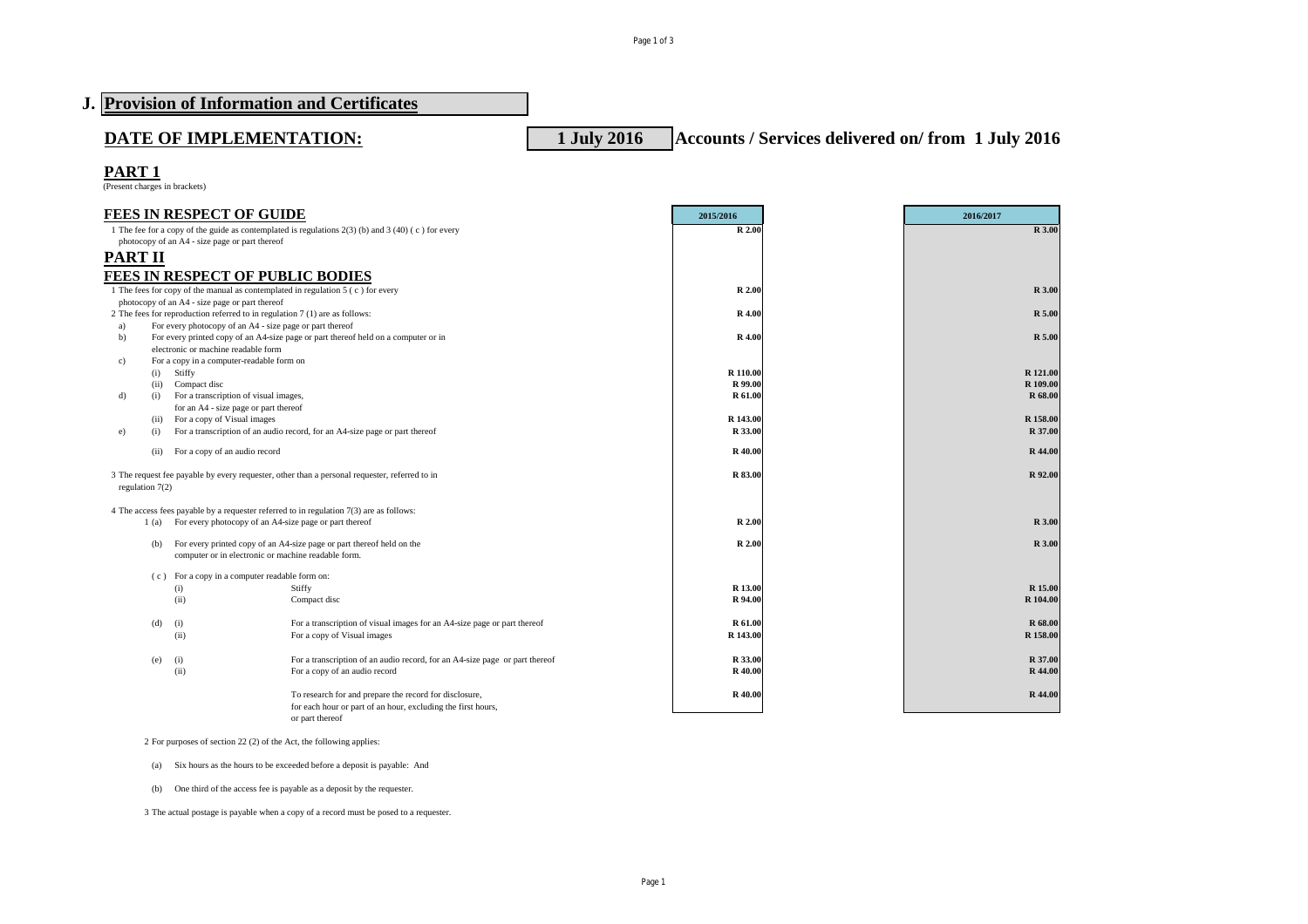# J. Provision of Information and Certificates

## DATE OF IMPLEMENTATION: 1 July 2016 Accounts / Services delivered on/ from 1 July 2016

## PART 1

(Present charges in brackets)

| | 2015/2016 | 2016/2017 |
|---|---|---|
| **FEES IN RESPECT OF GUIDE** | | |
| 1 The fee for a copy of the guide as contemplated is regulations 2(3) (b) and 3 (40) ( c ) for every photocopy of an A4 - size page or part thereof | R 2.00 | R 3.00 |
| **PART II** | | |
| **FEES IN RESPECT OF PUBLIC BODIES** | | |
| 1 The fees for copy of the manual as contemplated in regulation 5 ( c ) for every photocopy of an A4 - size page or part thereof | R 2.00 | R 3.00 |
| 2 The fees for reproduction referred to in regulation 7 (1) are as follows: | | |
| a) For every photocopy of an A4 - size page or part thereof | R 4.00 | R 5.00 |
| b) For every printed copy of an A4-size page or part thereof held on a computer or in electronic or machine readable form | R 4.00 | R 5.00 |
| c) For a copy in a computer-readable form on | | |
| (i) Stiffy | R 110.00 | R 121.00 |
| (ii) Compact disc | R 99.00 | R 109.00 |
| d) (i) For a transcription of visual images, for an A4 - size page or part thereof | R 61.00 | R 68.00 |
| (ii) For a copy of Visual images | R 143.00 | R 158.00 |
| e) (i) For a transcription of an audio record, for an A4-size page or part thereof | R 33.00 | R 37.00 |
| (ii) For a copy of an audio record | R 40.00 | R 44.00 |
| 3 The request fee payable by every requester, other than a personal requester, referred to in regulation 7(2) | R 83.00 | R 92.00 |
| 4 The access fees payable by a requester referred to in regulation 7(3) are as follows: | | |
| 1 (a) For every photocopy of an A4-size page or part thereof | R 2.00 | R 3.00 |
| (b) For every printed copy of an A4-size page or part thereof held on the computer or in electronic or machine readable form. | R 2.00 | R 3.00 |
| ( c ) For a copy in a computer readable form on: | | |
| (i) Stiffy | R 13.00 | R 15.00 |
| (ii) Compact disc | R 94.00 | R 104.00 |
| (d) (i) For a transcription of visual images for an A4-size page or part thereof | R 61.00 | R 68.00 |
| (ii) For a copy of Visual images | R 143.00 | R 158.00 |
| (e) (i) For a transcription of an audio record, for an A4-size page or part thereof | R 33.00 | R 37.00 |
| (ii) For a copy of an audio record | R 40.00 | R 44.00 |
| To research for and prepare the record for disclosure, for each hour or part of an hour, excluding the first hours, or part thereof | R 40.00 | R 44.00 |

2 For purposes of section 22 (2) of the Act, the following applies:

(a) Six hours as the hours to be exceeded before a deposit is payable: And

(b) One third of the access fee is payable as a deposit by the requester.

3 The actual postage is payable when a copy of a record must be posed to a requester.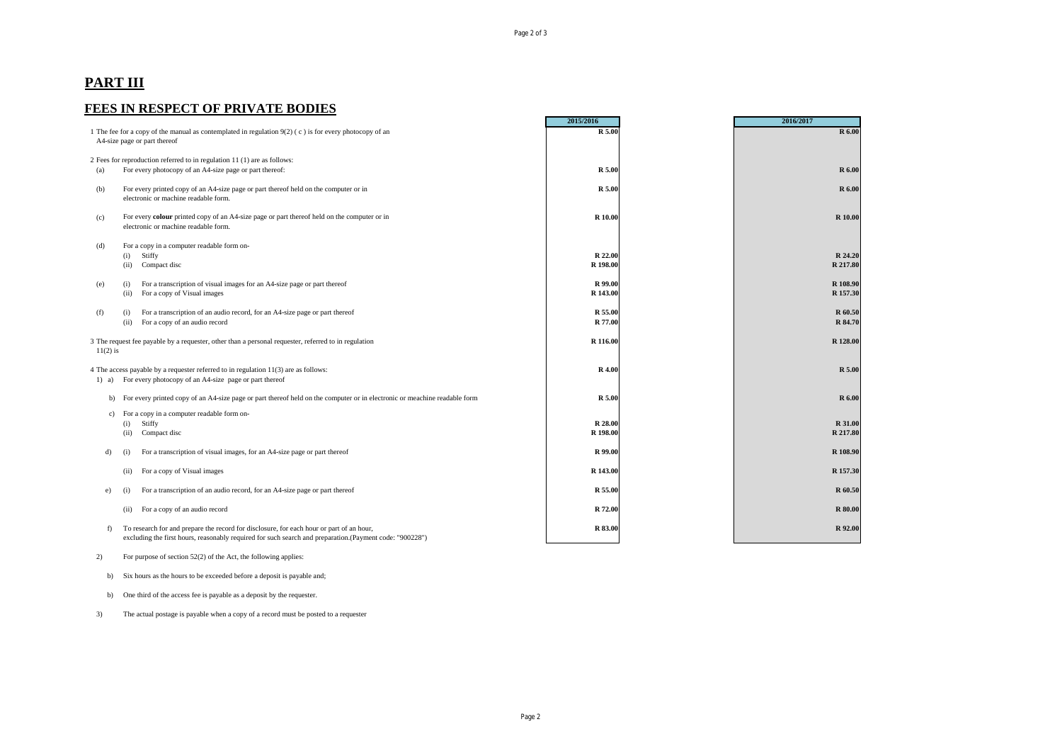# PART III

## FEES IN RESPECT OF PRIVATE BODIES

| | | | 2015/2016 | 2016/2017 |
|---|---|---|---|---|
| 1 | | The fee for a copy of the manual as contemplated in regulation 9(2) ( c ) is for every photocopy of an A4-size page or part thereof | R 5.00 | R 6.00 |
| 2 | | Fees for reproduction referred to in regulation 11 (1) are as follows: | | |
| (a) | | For every photocopy of an A4-size page or part thereof: | R 5.00 | R 6.00 |
| (b) | | For every printed copy of an A4-size page or part thereof held on the computer or in electronic or machine readable form. | R 5.00 | R 6.00 |
| (c) | | For every **colour** printed copy of an A4-size page or part thereof held on the computer or in electronic or machine readable form. | R 10.00 | R 10.00 |
| (d) | | For a copy in a computer readable form on- | | |
| | (i) | Stiffy | R 22.00 | R 24.20 |
| | (ii) | Compact disc | R 198.00 | R 217.80 |
| (e) | (i) | For a transcription of visual images for an A4-size page or part thereof | R 99.00 | R 108.90 |
| | (ii) | For a copy of Visual images | R 143.00 | R 157.30 |
| (f) | (i) | For a transcription of an audio record, for an A4-size page or part thereof | R 55.00 | R 60.50 |
| | (ii) | For a copy of an audio record | R 77.00 | R 84.70 |
| 3 | | The request fee payable by a requester, other than a personal requester, referred to in regulation 11(2) is | R 116.00 | R 128.00 |
| 4 | | The access payable by a requester referred to in regulation 11(3) are as follows: | | |
| 1) a) | | For every photocopy of an A4-size page or part thereof | R 4.00 | R 5.00 |
| b) | | For every printed copy of an A4-size page or part thereof held on the computer or in electronic or meachine readable form | R 5.00 | R 6.00 |
| c) | | For a copy in a computer readable form on- | | |
| | (i) | Stiffy | R 28.00 | R 31.00 |
| | (ii) | Compact disc | R 198.00 | R 217.80 |
| d) | (i) | For a transcription of visual images, for an A4-size page or part thereof | R 99.00 | R 108.90 |
| | (ii) | For a copy of Visual images | R 143.00 | R 157.30 |
| e) | (i) | For a transcription of an audio record, for an A4-size page or part thereof | R 55.00 | R 60.50 |
| | (ii) | For a copy of an audio record | R 72.00 | R 80.00 |
| f) | | To research for and prepare the record for disclosure, for each hour or part of an hour, excluding the first hours, reasonably required for such search and preparation.(Payment code: "900228") | R 83.00 | R 92.00 |

2) For purpose of section 52(2) of the Act, the following applies:

b) Six hours as the hours to be exceeded before a deposit is payable and;

b) One third of the access fee is payable as a deposit by the requester.

3) The actual postage is payable when a copy of a record must be posted to a requester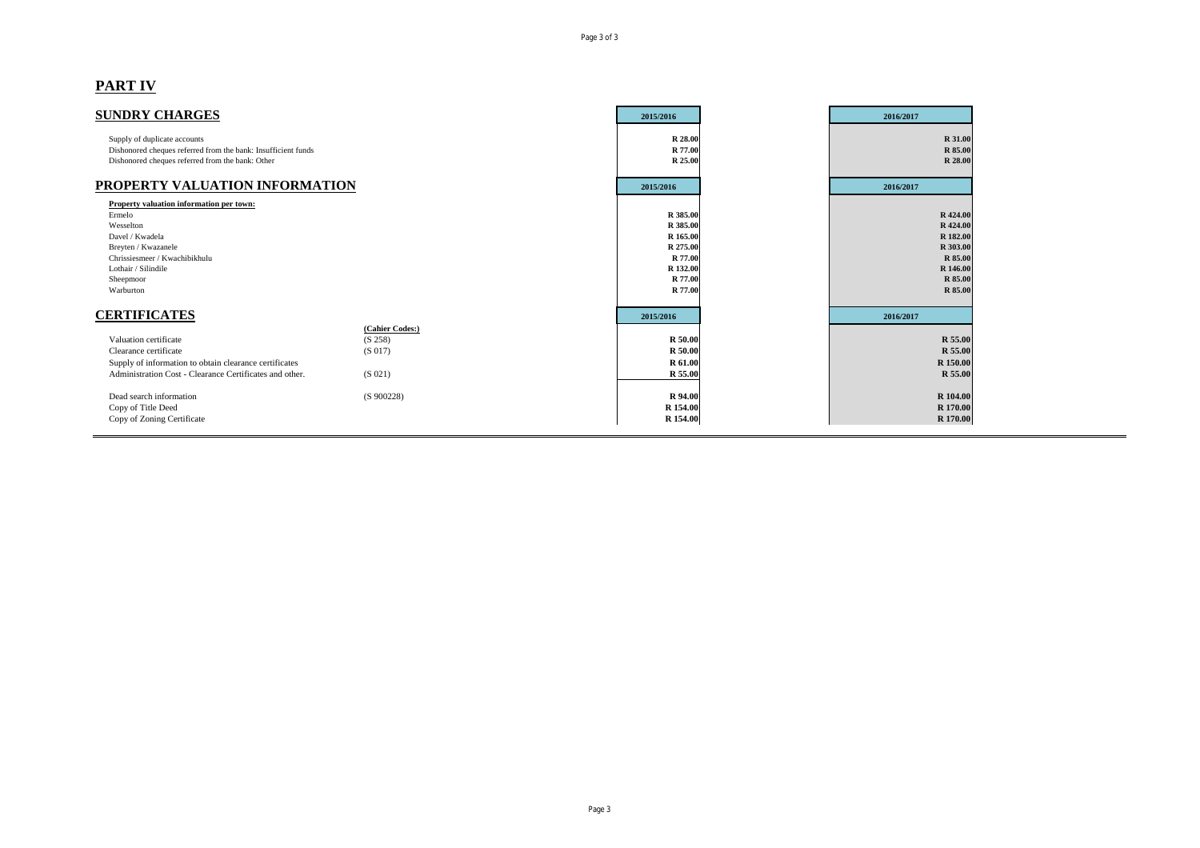## PART IV

### SUNDRY CHARGES

| | 2015/2016 | 2016/2017 |
|---|---|---|
| Supply of duplicate accounts | R 28.00 | R 31.00 |
| Dishonored cheques referred from the bank: Insufficient funds | R 77.00 | R 85.00 |
| Dishonored cheques referred from the bank: Other | R 25.00 | R 28.00 |

### PROPERTY VALUATION INFORMATION

| | 2015/2016 | 2016/2017 |
|---|---|---|
| **Property valuation information per town:** | | |
| Ermelo | R 385.00 | R 424.00 |
| Wesselton | R 385.00 | R 424.00 |
| Davel / Kwadela | R 165.00 | R 182.00 |
| Breyten / Kwazanele | R 275.00 | R 303.00 |
| Chrissiesmeer / Kwachibikhulu | R 77.00 | R 85.00 |
| Lothair / Silindile | R 132.00 | R 146.00 |
| Sheepmoor | R 77.00 | R 85.00 |
| Warburton | R 77.00 | R 85.00 |

### CERTIFICATES

| | (Cahier Codes:) | 2015/2016 | 2016/2017 |
|---|---|---|---|
| Valuation certificate | (S 258) | R 50.00 | R 55.00 |
| Clearance certificate | (S 017) | R 50.00 | R 55.00 |
| Supply of information to obtain clearance certificates | | R 61.00 | R 150.00 |
| Administration Cost - Clearance Certificates and other. | (S 021) | R 55.00 | R 55.00 |
| Dead search information | (S 900228) | R 94.00 | R 104.00 |
| Copy of Title Deed | | R 154.00 | R 170.00 |
| Copy of Zoning Certificate | | R 154.00 | R 170.00 |